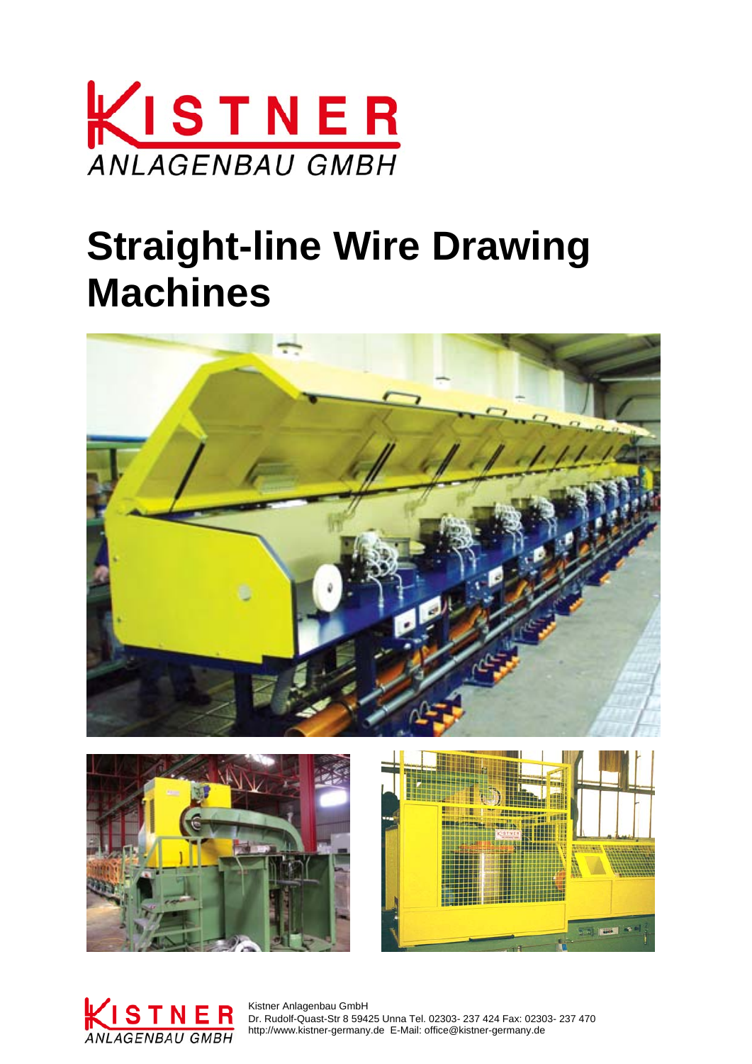KISTNER

ANLAGENBAU GMBH

# Straight-line Wire Drawing Machines

Kistner Anlagenbau GmbH
Dr. Rudolf-Quast-Str 8 59425 Unna Tel. 02303- 237 424 Fax: 02303- 237 470
http://www.kistner-germany.de E-Mail: office@kistner-germany.de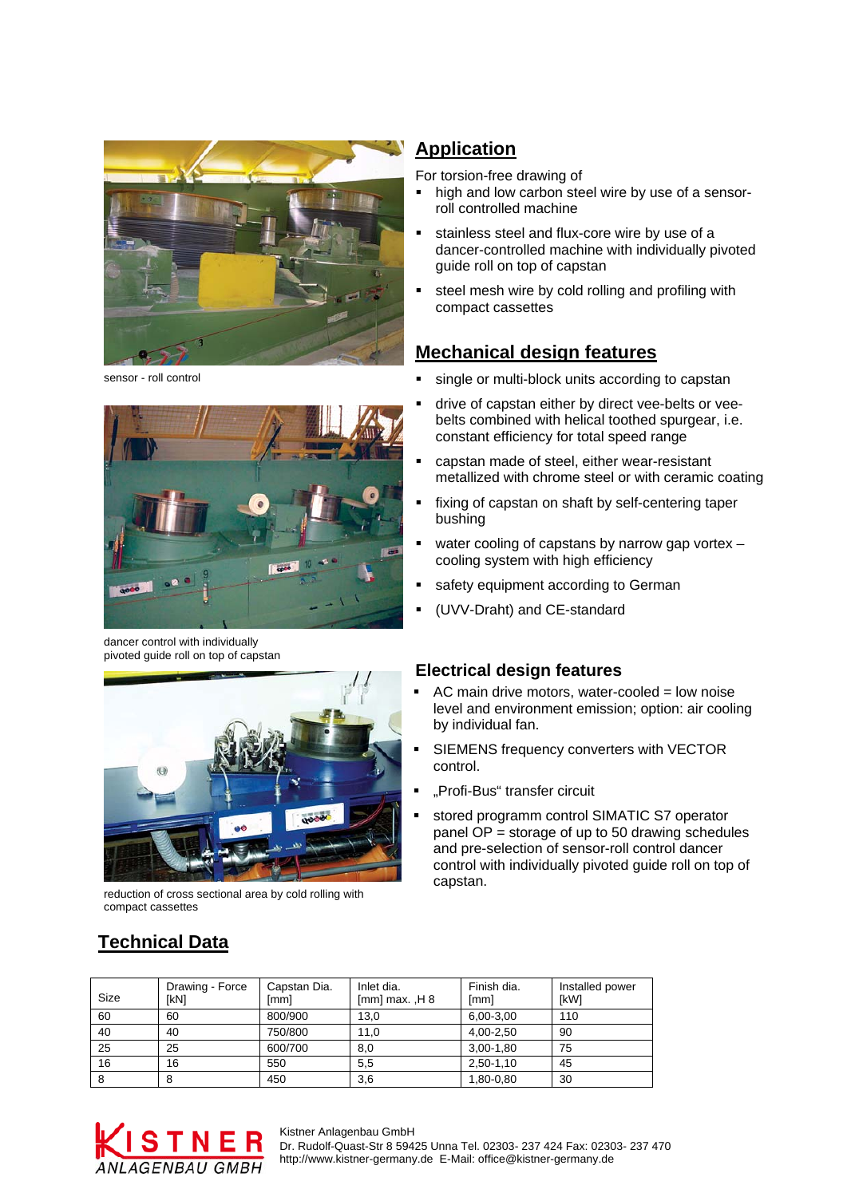sensor - roll control

dancer control with individually pivoted guide roll on top of capstan

reduction of cross sectional area by cold rolling with compact cassettes

## Application

For torsion-free drawing of

- high and low carbon steel wire by use of a sensor-roll controlled machine
- stainless steel and flux-core wire by use of a dancer-controlled machine with individually pivoted guide roll on top of capstan
- steel mesh wire by cold rolling and profiling with compact cassettes

## Mechanical design features

- single or multi-block units according to capstan
- drive of capstan either by direct vee-belts or vee-belts combined with helical toothed spurgear, i.e. constant efficiency for total speed range
- capstan made of steel, either wear-resistant metallized with chrome steel or with ceramic coating
- fixing of capstan on shaft by self-centering taper bushing
- water cooling of capstans by narrow gap vortex – cooling system with high efficiency
- safety equipment according to German
- (UVV-Draht) and CE-standard

### Electrical design features

- AC main drive motors, water-cooled = low noise level and environment emission; option: air cooling by individual fan.
- SIEMENS frequency converters with VECTOR control.
- „Profi-Bus" transfer circuit
- stored programm control SIMATIC S7 operator panel OP = storage of up to 50 drawing schedules and pre-selection of sensor-roll control dancer control with individually pivoted guide roll on top of capstan.

## Technical Data

| Size | Drawing - Force [kN] | Capstan Dia. [mm] | Inlet dia. [mm] max. ,H 8 | Finish dia. [mm] | Installed power [kW] |
|---|---|---|---|---|---|
| 60 | 60 | 800/900 | 13,0 | 6,00-3,00 | 110 |
| 40 | 40 | 750/800 | 11,0 | 4,00-2,50 | 90 |
| 25 | 25 | 600/700 | 8,0 | 3,00-1,80 | 75 |
| 16 | 16 | 550 | 5,5 | 2,50-1,10 | 45 |
| 8 | 8 | 450 | 3,6 | 1,80-0,80 | 30 |

KISTNER ANLAGENBAU GMBH

Kistner Anlagenbau GmbH
Dr. Rudolf-Quast-Str 8 59425 Unna Tel. 02303- 237 424 Fax: 02303- 237 470
http://www.kistner-germany.de E-Mail: office@kistner-germany.de